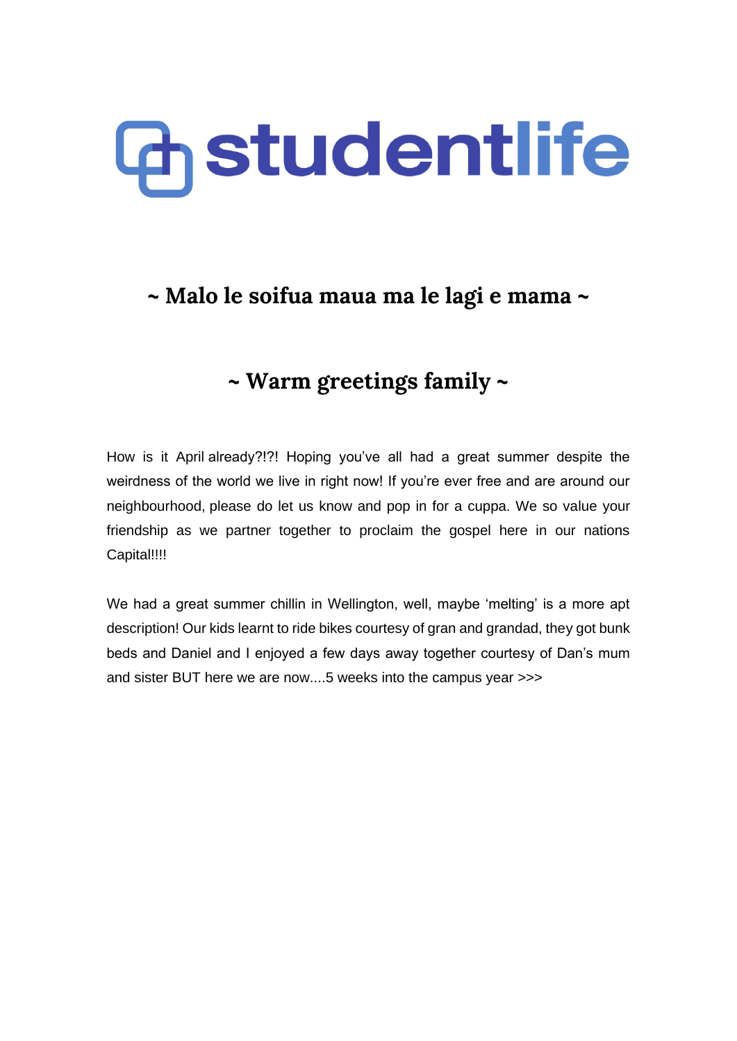# studentlife

## ~ Malo le soifua maua ma le lagi e mama ~

## ~ Warm greetings family ~

How is it April already?!?! Hoping you've all had a great summer despite the weirdness of the world we live in right now! If you're ever free and are around our neighbourhood, please do let us know and pop in for a cuppa. We so value your friendship as we partner together to proclaim the gospel here in our nations Capital!!!!

We had a great summer chillin in Wellington, well, maybe 'melting' is a more apt description! Our kids learnt to ride bikes courtesy of gran and grandad, they got bunk beds and Daniel and I enjoyed a few days away together courtesy of Dan's mum and sister BUT here we are now....5 weeks into the campus year >>>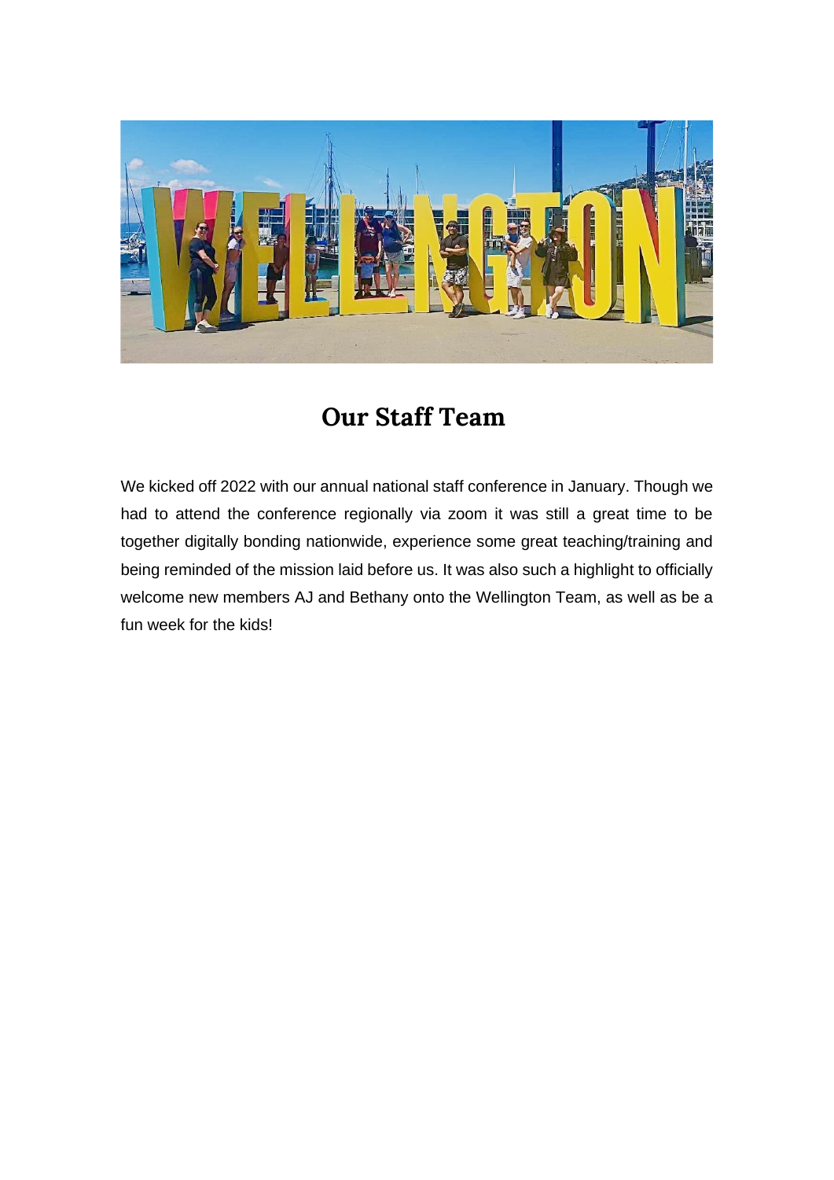## Our Staff Team

We kicked off 2022 with our annual national staff conference in January. Though we had to attend the conference regionally via zoom it was still a great time to be together digitally bonding nationwide, experience some great teaching/training and being reminded of the mission laid before us. It was also such a highlight to officially welcome new members AJ and Bethany onto the Wellington Team, as well as be a fun week for the kids!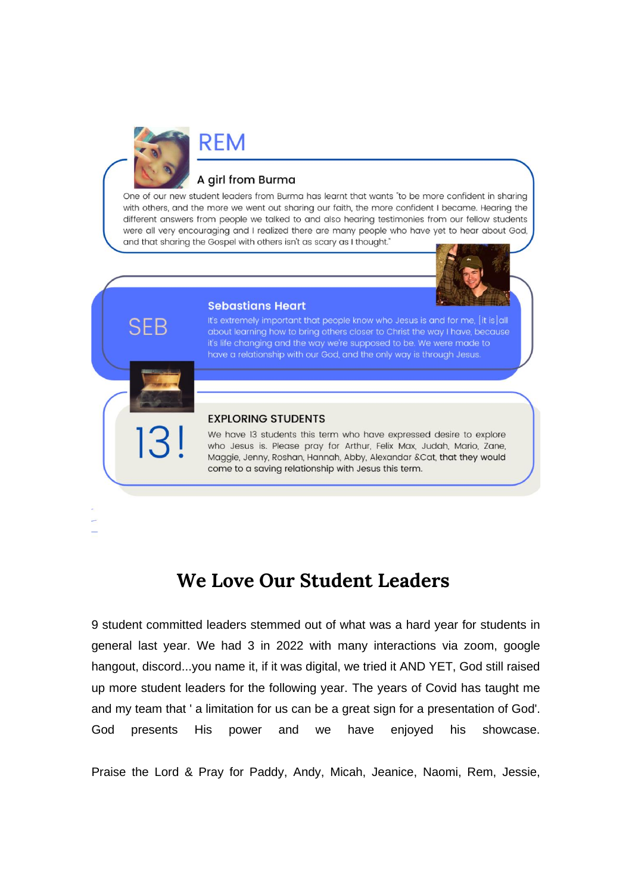## REM

### A girl from Burma

One of our new student leaders from Burma has learnt that wants "to be more confident in sharing with others, and the more we went out sharing our faith, the more confident I became. Hearing the different answers from people we talked to and also hearing testimonies from our fellow students were all very encouraging and I realized there are many people who have yet to hear about God, and that sharing the Gospel with others isn't as scary as I thought."

## SEB

### Sebastians Heart

It's extremely important that people know who Jesus is and for me, [it is] all about learning how to bring others closer to Christ the way I have, because it's life changing and the way we're supposed to be. We were made to have a relationship with our God, and the only way is through Jesus.

## 13!

### EXPLORING STUDENTS

We have 13 students this term who have expressed desire to explore who Jesus is. Please pray for Arthur, Felix Max, Judah, Mario, Zane, Maggie, Jenny, Roshan, Hannah, Abby, Alexandar &Cat, that they would come to a saving relationship with Jesus this term.

# We Love Our Student Leaders

9 student committed leaders stemmed out of what was a hard year for students in general last year. We had 3 in 2022 with many interactions via zoom, google hangout, discord...you name it, if it was digital, we tried it AND YET, God still raised up more student leaders for the following year. The years of Covid has taught me and my team that ' a limitation for us can be a great sign for a presentation of God'. God presents His power and we have enjoyed his showcase.

Praise the Lord & Pray for Paddy, Andy, Micah, Jeanice, Naomi, Rem, Jessie,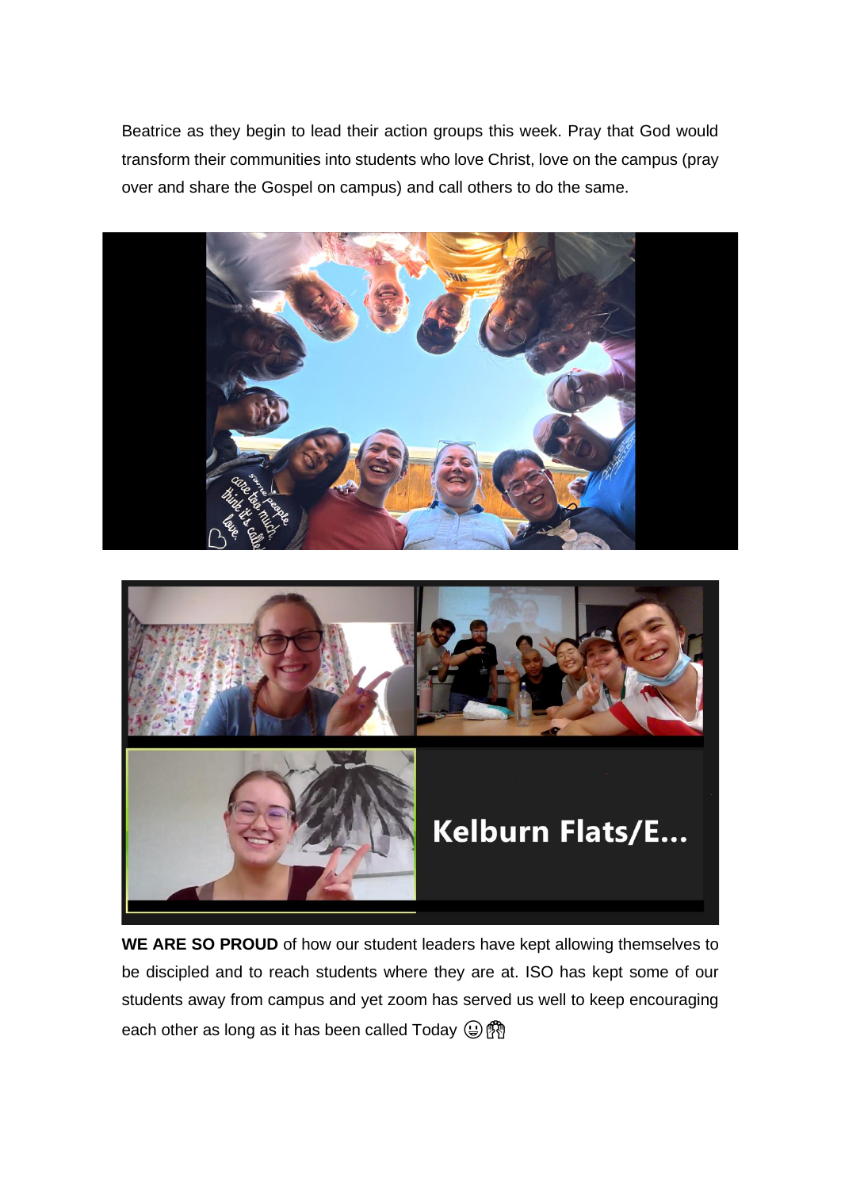Beatrice as they begin to lead their action groups this week. Pray that God would transform their communities into students who love Christ, love on the campus (pray over and share the Gospel on campus) and call others to do the same.

**WE ARE SO PROUD** of how our student leaders have kept allowing themselves to be discipled and to reach students where they are at. ISO has kept some of our students away from campus and yet zoom has served us well to keep encouraging each other as long as it has been called Today 😀🙌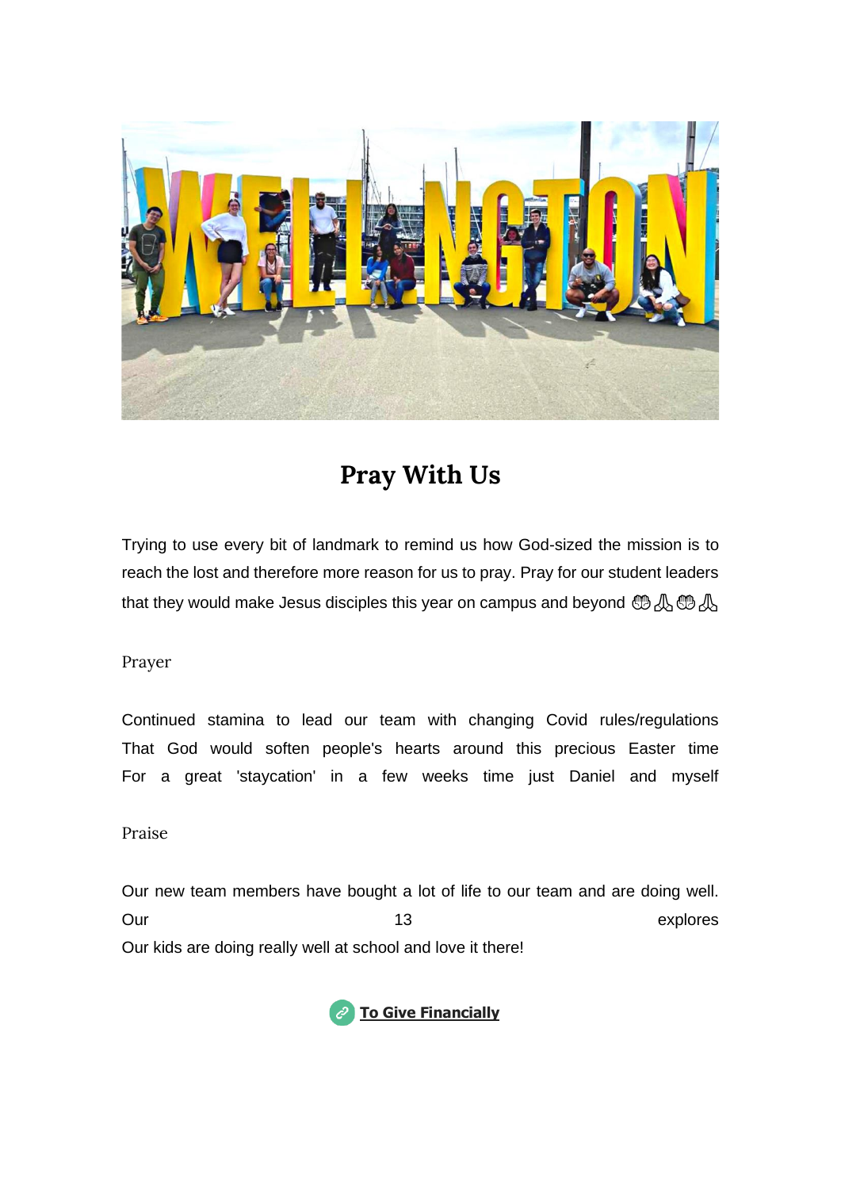## Pray With Us

Trying to use every bit of landmark to remind us how God-sized the mission is to reach the lost and therefore more reason for us to pray. Pray for our student leaders that they would make Jesus disciples this year on campus and beyond 🤲🙏🤲🙏

Prayer

Continued stamina to lead our team with changing Covid rules/regulations
That God would soften people's hearts around this precious Easter time
For a great 'staycation' in a few weeks time just Daniel and myself

Praise

Our new team members have bought a lot of life to our team and are doing well.
Our 13 explores
Our kids are doing really well at school and love it there!

To Give Financially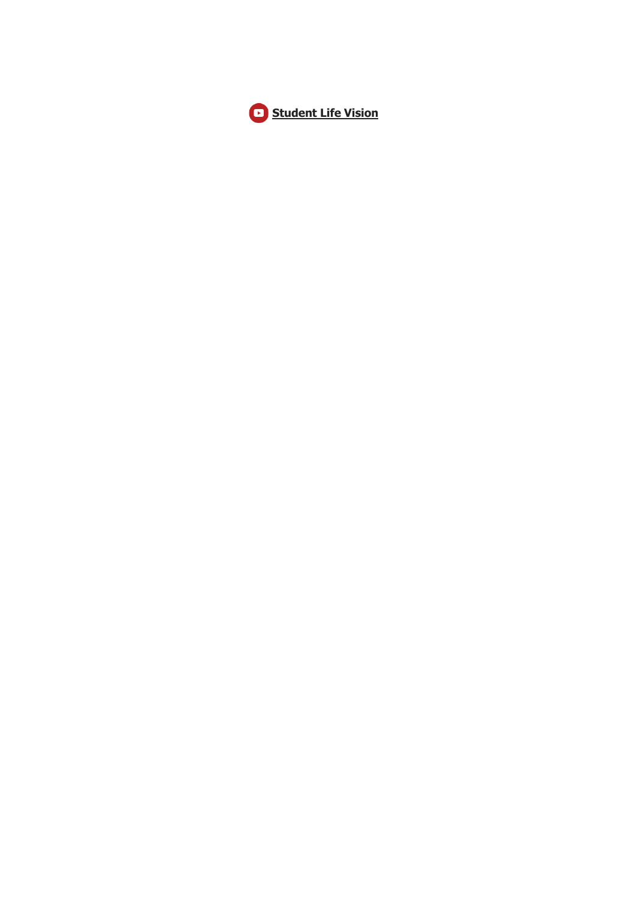**Student Life Vision**